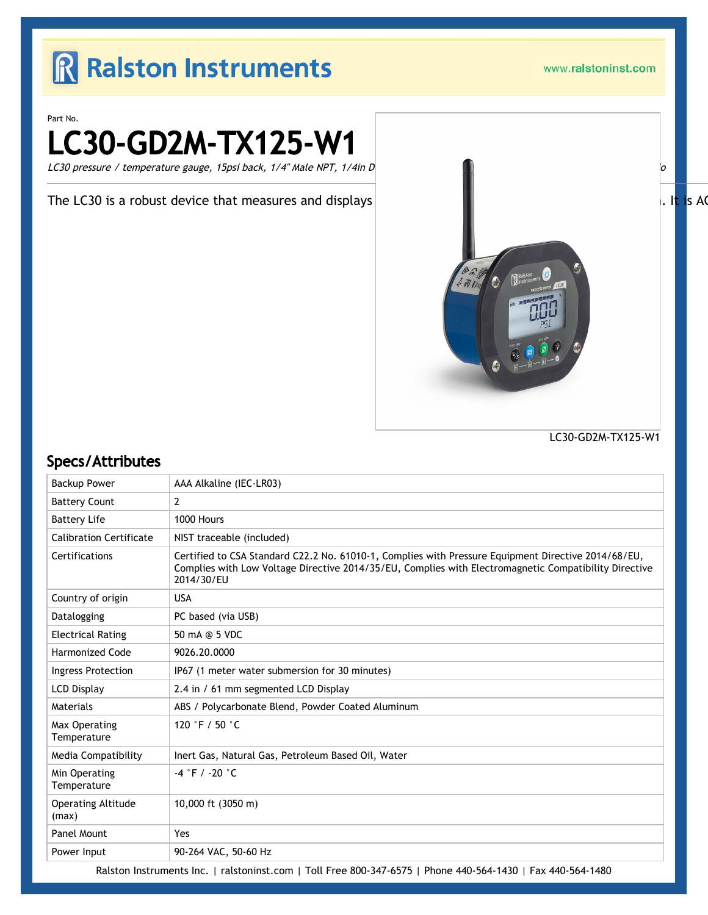# Ralston Instruments

www.ralstoninst.com

Part No.

# LC30-GD2M-TX125-W1

*LC30 pressure / temperature gauge, 15psi back, 1/4" Male NPT, 1/4in D ... o*

The LC30 is a robust device that measures and displays ... . It is AC

LC30-GD2M-TX125-W1

## Specs/Attributes

| Attribute | Value |
|---|---|
| Backup Power | AAA Alkaline (IEC-LR03) |
| Battery Count | 2 |
| Battery Life | 1000 Hours |
| Calibration Certificate | NIST traceable (included) |
| Certifications | Certified to CSA Standard C22.2 No. 61010-1, Complies with Pressure Equipment Directive 2014/68/EU, Complies with Low Voltage Directive 2014/35/EU, Complies with Electromagnetic Compatibility Directive 2014/30/EU |
| Country of origin | USA |
| Datalogging | PC based (via USB) |
| Electrical Rating | 50 mA @ 5 VDC |
| Harmonized Code | 9026.20.0000 |
| Ingress Protection | IP67 (1 meter water submersion for 30 minutes) |
| LCD Display | 2.4 in / 61 mm segmented LCD Display |
| Materials | ABS / Polycarbonate Blend, Powder Coated Aluminum |
| Max Operating Temperature | 120 °F / 50 °C |
| Media Compatibility | Inert Gas, Natural Gas, Petroleum Based Oil, Water |
| Min Operating Temperature | -4 °F / -20 °C |
| Operating Altitude (max) | 10,000 ft (3050 m) |
| Panel Mount | Yes |
| Power Input | 90-264 VAC, 50-60 Hz |

Ralston Instruments Inc. | ralstoninst.com | Toll Free 800-347-6575 | Phone 440-564-1430 | Fax 440-564-1480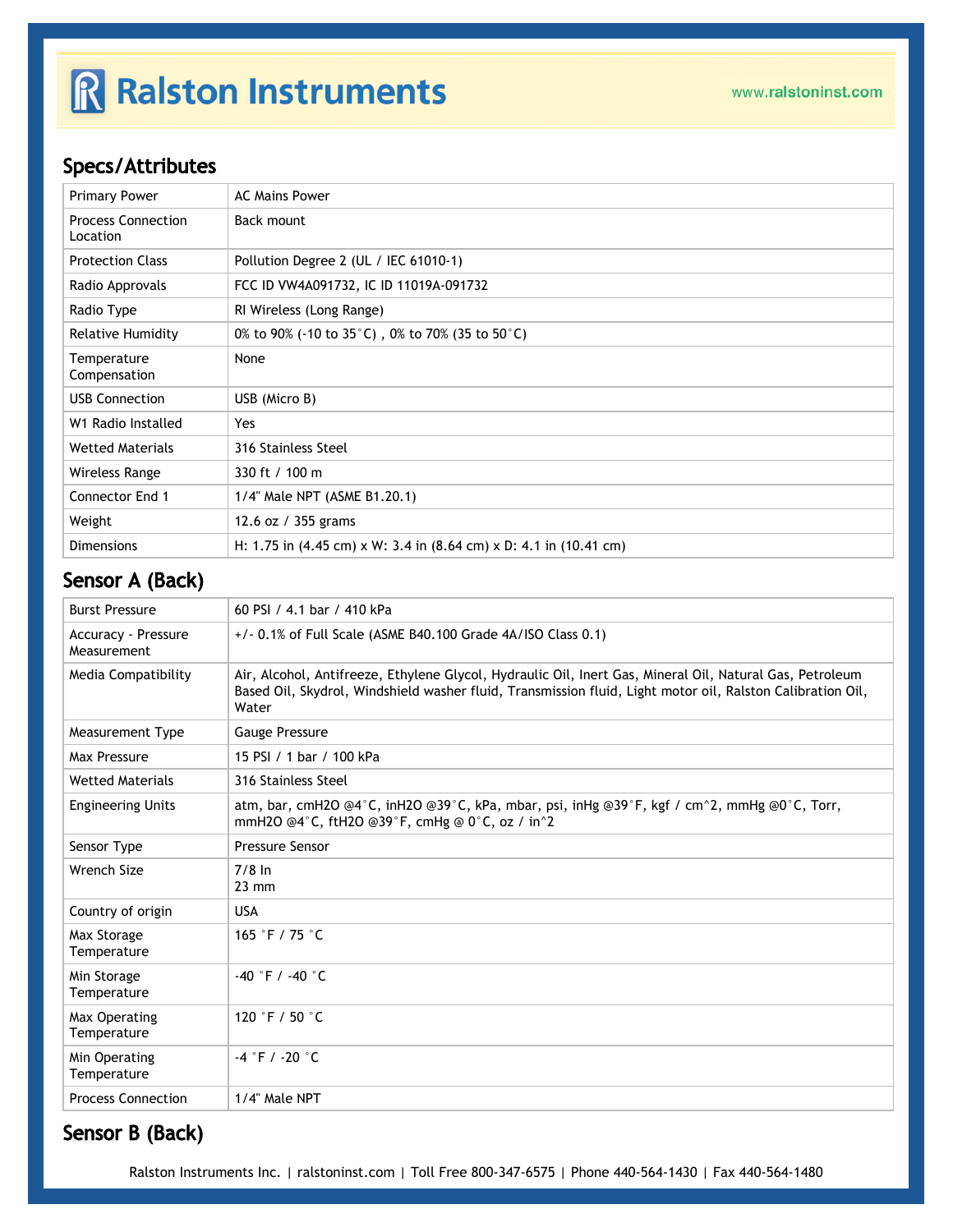## Specs/Attributes

| | |
|---|---|
| Primary Power | AC Mains Power |
| Process Connection Location | Back mount |
| Protection Class | Pollution Degree 2 (UL / IEC 61010-1) |
| Radio Approvals | FCC ID VW4A091732, IC ID 11019A-091732 |
| Radio Type | RI Wireless (Long Range) |
| Relative Humidity | 0% to 90% (-10 to 35°C) , 0% to 70% (35 to 50°C) |
| Temperature Compensation | None |
| USB Connection | USB (Micro B) |
| W1 Radio Installed | Yes |
| Wetted Materials | 316 Stainless Steel |
| Wireless Range | 330 ft / 100 m |
| Connector End 1 | 1/4" Male NPT (ASME B1.20.1) |
| Weight | 12.6 oz / 355 grams |
| Dimensions | H: 1.75 in (4.45 cm) x W: 3.4 in (8.64 cm) x D: 4.1 in (10.41 cm) |

## Sensor A (Back)

| | |
|---|---|
| Burst Pressure | 60 PSI / 4.1 bar / 410 kPa |
| Accuracy - Pressure Measurement | +/- 0.1% of Full Scale (ASME B40.100 Grade 4A/ISO Class 0.1) |
| Media Compatibility | Air, Alcohol, Antifreeze, Ethylene Glycol, Hydraulic Oil, Inert Gas, Mineral Oil, Natural Gas, Petroleum Based Oil, Skydrol, Windshield washer fluid, Transmission fluid, Light motor oil, Ralston Calibration Oil, Water |
| Measurement Type | Gauge Pressure |
| Max Pressure | 15 PSI / 1 bar / 100 kPa |
| Wetted Materials | 316 Stainless Steel |
| Engineering Units | atm, bar, cmH2O @4°C, inH2O @39°C, kPa, mbar, psi, inHg @39°F, kgf / cm^2, mmHg @0°C, Torr, mmH2O @4°C, ftH2O @39°F, cmHg @ 0°C, oz / in^2 |
| Sensor Type | Pressure Sensor |
| Wrench Size | 7/8 In<br>23 mm |
| Country of origin | USA |
| Max Storage Temperature | 165 °F / 75 °C |
| Min Storage Temperature | -40 °F / -40 °C |
| Max Operating Temperature | 120 °F / 50 °C |
| Min Operating Temperature | -4 °F / -20 °C |
| Process Connection | 1/4" Male NPT |

## Sensor B (Back)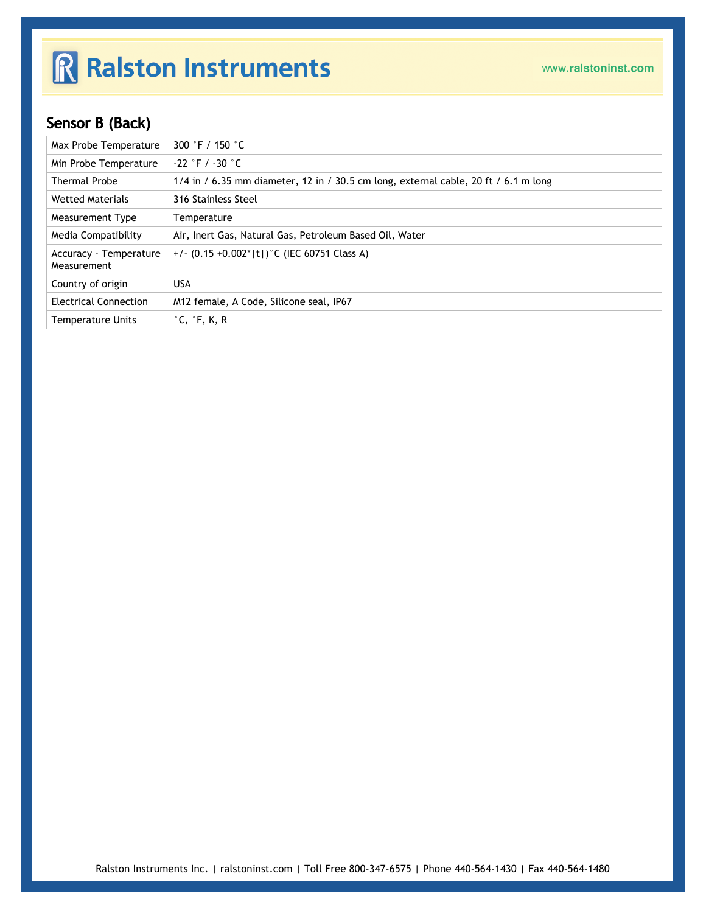## Sensor B (Back)

| | |
|---|---|
| Max Probe Temperature | 300 °F / 150 °C |
| Min Probe Temperature | -22 °F / -30 °C |
| Thermal Probe | 1/4 in / 6.35 mm diameter, 12 in / 30.5 cm long, external cable, 20 ft / 6.1 m long |
| Wetted Materials | 316 Stainless Steel |
| Measurement Type | Temperature |
| Media Compatibility | Air, Inert Gas, Natural Gas, Petroleum Based Oil, Water |
| Accuracy - Temperature Measurement | +/- (0.15 +0.002*\|t\|)°C (IEC 60751 Class A) |
| Country of origin | USA |
| Electrical Connection | M12 female, A Code, Silicone seal, IP67 |
| Temperature Units | °C, °F, K, R |